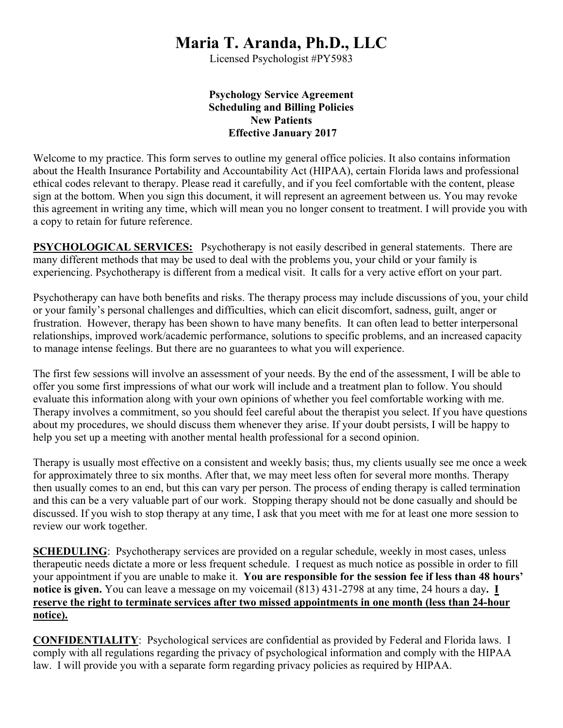# Maria T. Aranda, Ph.D., LLC

Licensed Psychologist #PY5983

**Psychology Service Agreement**
**Scheduling and Billing Policies**
**New Patients**
**Effective January 2017**

Welcome to my practice. This form serves to outline my general office policies. It also contains information about the Health Insurance Portability and Accountability Act (HIPAA), certain Florida laws and professional ethical codes relevant to therapy. Please read it carefully, and if you feel comfortable with the content, please sign at the bottom. When you sign this document, it will represent an agreement between us. You may revoke this agreement in writing any time, which will mean you no longer consent to treatment. I will provide you with a copy to retain for future reference.

<u>**PSYCHOLOGICAL SERVICES:**</u> Psychotherapy is not easily described in general statements. There are many different methods that may be used to deal with the problems you, your child or your family is experiencing. Psychotherapy is different from a medical visit. It calls for a very active effort on your part.

Psychotherapy can have both benefits and risks. The therapy process may include discussions of you, your child or your family's personal challenges and difficulties, which can elicit discomfort, sadness, guilt, anger or frustration. However, therapy has been shown to have many benefits. It can often lead to better interpersonal relationships, improved work/academic performance, solutions to specific problems, and an increased capacity to manage intense feelings. But there are no guarantees to what you will experience.

The first few sessions will involve an assessment of your needs. By the end of the assessment, I will be able to offer you some first impressions of what our work will include and a treatment plan to follow. You should evaluate this information along with your own opinions of whether you feel comfortable working with me. Therapy involves a commitment, so you should feel careful about the therapist you select. If you have questions about my procedures, we should discuss them whenever they arise. If your doubt persists, I will be happy to help you set up a meeting with another mental health professional for a second opinion.

Therapy is usually most effective on a consistent and weekly basis; thus, my clients usually see me once a week for approximately three to six months. After that, we may meet less often for several more months. Therapy then usually comes to an end, but this can vary per person. The process of ending therapy is called termination and this can be a very valuable part of our work. Stopping therapy should not be done casually and should be discussed. If you wish to stop therapy at any time, I ask that you meet with me for at least one more session to review our work together.

<u>**SCHEDULING**</u>: Psychotherapy services are provided on a regular schedule, weekly in most cases, unless therapeutic needs dictate a more or less frequent schedule. I request as much notice as possible in order to fill your appointment if you are unable to make it. **You are responsible for the session fee if less than 48 hours' notice is given.** You can leave a message on my voicemail (813) 431-2798 at any time, 24 hours a day**.** <u>**I reserve the right to terminate services after two missed appointments in one month (less than 24-hour notice).**</u>

<u>**CONFIDENTIALITY**</u>: Psychological services are confidential as provided by Federal and Florida laws. I comply with all regulations regarding the privacy of psychological information and comply with the HIPAA law. I will provide you with a separate form regarding privacy policies as required by HIPAA.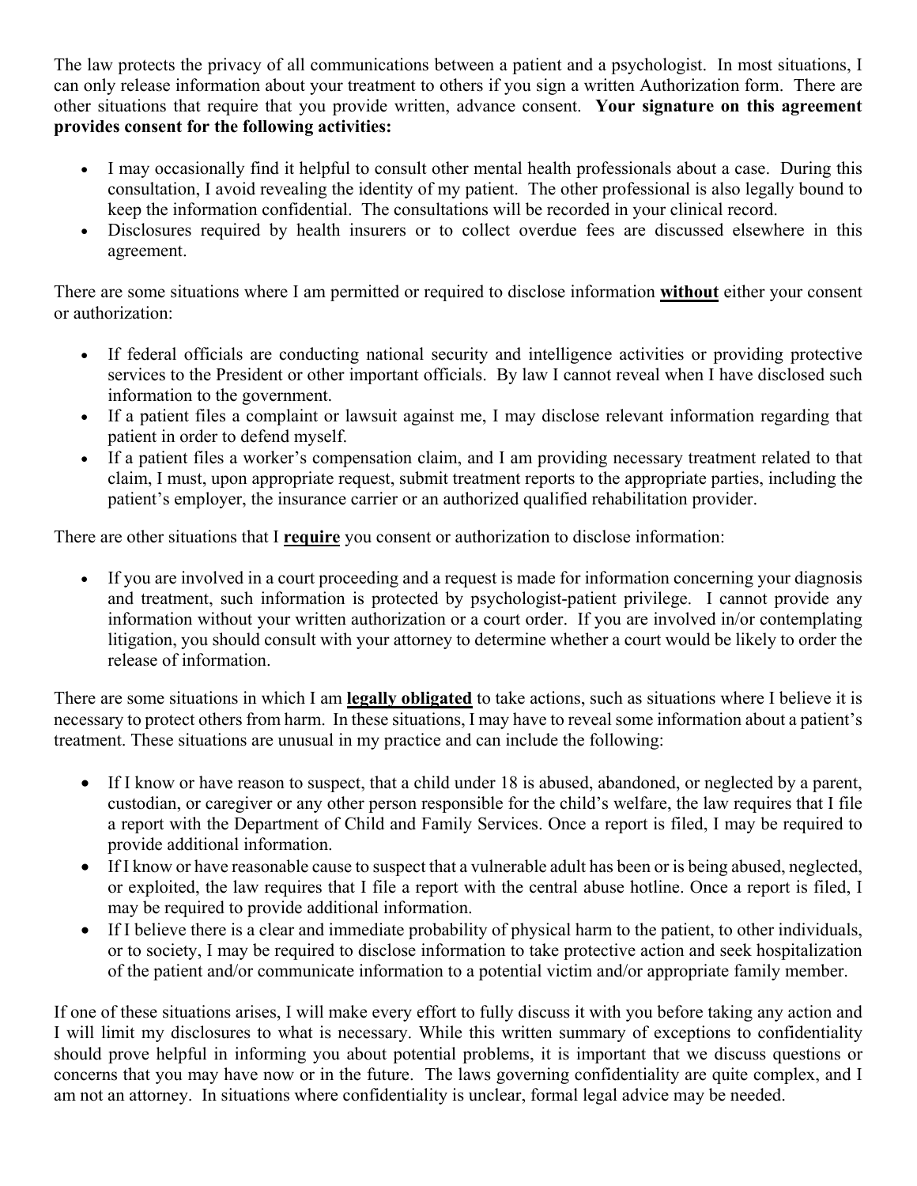The law protects the privacy of all communications between a patient and a psychologist. In most situations, I can only release information about your treatment to others if you sign a written Authorization form. There are other situations that require that you provide written, advance consent. **Your signature on this agreement provides consent for the following activities:**

- I may occasionally find it helpful to consult other mental health professionals about a case. During this consultation, I avoid revealing the identity of my patient. The other professional is also legally bound to keep the information confidential. The consultations will be recorded in your clinical record.
- Disclosures required by health insurers or to collect overdue fees are discussed elsewhere in this agreement.

There are some situations where I am permitted or required to disclose information **<u>without</u>** either your consent or authorization:

- If federal officials are conducting national security and intelligence activities or providing protective services to the President or other important officials. By law I cannot reveal when I have disclosed such information to the government.
- If a patient files a complaint or lawsuit against me, I may disclose relevant information regarding that patient in order to defend myself.
- If a patient files a worker's compensation claim, and I am providing necessary treatment related to that claim, I must, upon appropriate request, submit treatment reports to the appropriate parties, including the patient's employer, the insurance carrier or an authorized qualified rehabilitation provider.

There are other situations that I **<u>require</u>** you consent or authorization to disclose information:

- If you are involved in a court proceeding and a request is made for information concerning your diagnosis and treatment, such information is protected by psychologist-patient privilege. I cannot provide any information without your written authorization or a court order. If you are involved in/or contemplating litigation, you should consult with your attorney to determine whether a court would be likely to order the release of information.

There are some situations in which I am **<u>legally obligated</u>** to take actions, such as situations where I believe it is necessary to protect others from harm. In these situations, I may have to reveal some information about a patient's treatment. These situations are unusual in my practice and can include the following:

- If I know or have reason to suspect, that a child under 18 is abused, abandoned, or neglected by a parent, custodian, or caregiver or any other person responsible for the child's welfare, the law requires that I file a report with the Department of Child and Family Services. Once a report is filed, I may be required to provide additional information.
- If I know or have reasonable cause to suspect that a vulnerable adult has been or is being abused, neglected, or exploited, the law requires that I file a report with the central abuse hotline. Once a report is filed, I may be required to provide additional information.
- If I believe there is a clear and immediate probability of physical harm to the patient, to other individuals, or to society, I may be required to disclose information to take protective action and seek hospitalization of the patient and/or communicate information to a potential victim and/or appropriate family member.

If one of these situations arises, I will make every effort to fully discuss it with you before taking any action and I will limit my disclosures to what is necessary. While this written summary of exceptions to confidentiality should prove helpful in informing you about potential problems, it is important that we discuss questions or concerns that you may have now or in the future. The laws governing confidentiality are quite complex, and I am not an attorney. In situations where confidentiality is unclear, formal legal advice may be needed.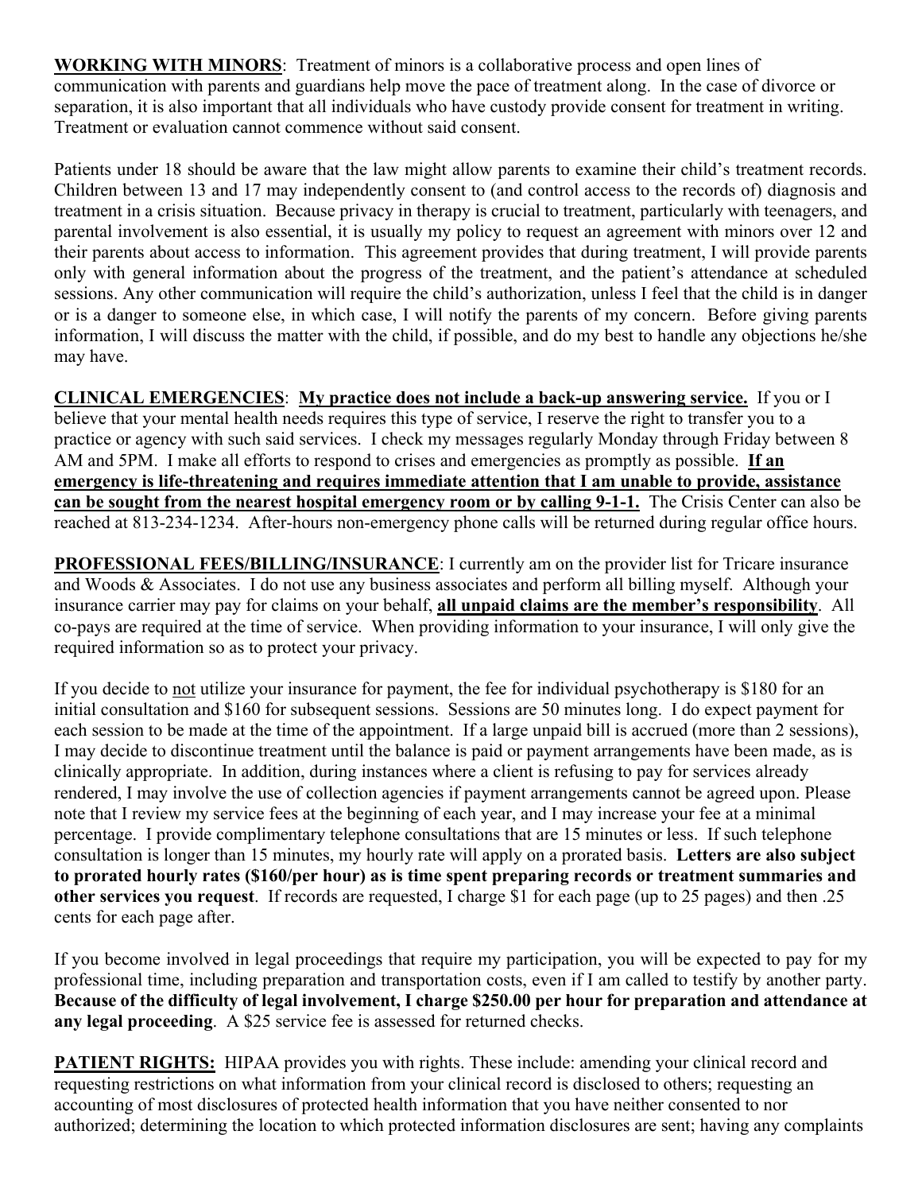**WORKING WITH MINORS**: Treatment of minors is a collaborative process and open lines of communication with parents and guardians help move the pace of treatment along. In the case of divorce or separation, it is also important that all individuals who have custody provide consent for treatment in writing. Treatment or evaluation cannot commence without said consent.

Patients under 18 should be aware that the law might allow parents to examine their child's treatment records. Children between 13 and 17 may independently consent to (and control access to the records of) diagnosis and treatment in a crisis situation. Because privacy in therapy is crucial to treatment, particularly with teenagers, and parental involvement is also essential, it is usually my policy to request an agreement with minors over 12 and their parents about access to information. This agreement provides that during treatment, I will provide parents only with general information about the progress of the treatment, and the patient's attendance at scheduled sessions. Any other communication will require the child's authorization, unless I feel that the child is in danger or is a danger to someone else, in which case, I will notify the parents of my concern. Before giving parents information, I will discuss the matter with the child, if possible, and do my best to handle any objections he/she may have.

**CLINICAL EMERGENCIES**: **My practice does not include a back-up answering service.** If you or I believe that your mental health needs requires this type of service, I reserve the right to transfer you to a practice or agency with such said services. I check my messages regularly Monday through Friday between 8 AM and 5PM. I make all efforts to respond to crises and emergencies as promptly as possible. **If an emergency is life-threatening and requires immediate attention that I am unable to provide, assistance can be sought from the nearest hospital emergency room or by calling 9-1-1.** The Crisis Center can also be reached at 813-234-1234. After-hours non-emergency phone calls will be returned during regular office hours.

**PROFESSIONAL FEES/BILLING/INSURANCE**: I currently am on the provider list for Tricare insurance and Woods & Associates. I do not use any business associates and perform all billing myself. Although your insurance carrier may pay for claims on your behalf, **all unpaid claims are the member's responsibility**. All co-pays are required at the time of service. When providing information to your insurance, I will only give the required information so as to protect your privacy.

If you decide to not utilize your insurance for payment, the fee for individual psychotherapy is $180 for an initial consultation and $160 for subsequent sessions. Sessions are 50 minutes long. I do expect payment for each session to be made at the time of the appointment. If a large unpaid bill is accrued (more than 2 sessions), I may decide to discontinue treatment until the balance is paid or payment arrangements have been made, as is clinically appropriate. In addition, during instances where a client is refusing to pay for services already rendered, I may involve the use of collection agencies if payment arrangements cannot be agreed upon. Please note that I review my service fees at the beginning of each year, and I may increase your fee at a minimal percentage. I provide complimentary telephone consultations that are 15 minutes or less. If such telephone consultation is longer than 15 minutes, my hourly rate will apply on a prorated basis. **Letters are also subject to prorated hourly rates ($160/per hour) as is time spent preparing records or treatment summaries and other services you request**. If records are requested, I charge $1 for each page (up to 25 pages) and then .25 cents for each page after.

If you become involved in legal proceedings that require my participation, you will be expected to pay for my professional time, including preparation and transportation costs, even if I am called to testify by another party. **Because of the difficulty of legal involvement, I charge $250.00 per hour for preparation and attendance at any legal proceeding**. A $25 service fee is assessed for returned checks.

**PATIENT RIGHTS:** HIPAA provides you with rights. These include: amending your clinical record and requesting restrictions on what information from your clinical record is disclosed to others; requesting an accounting of most disclosures of protected health information that you have neither consented to nor authorized; determining the location to which protected information disclosures are sent; having any complaints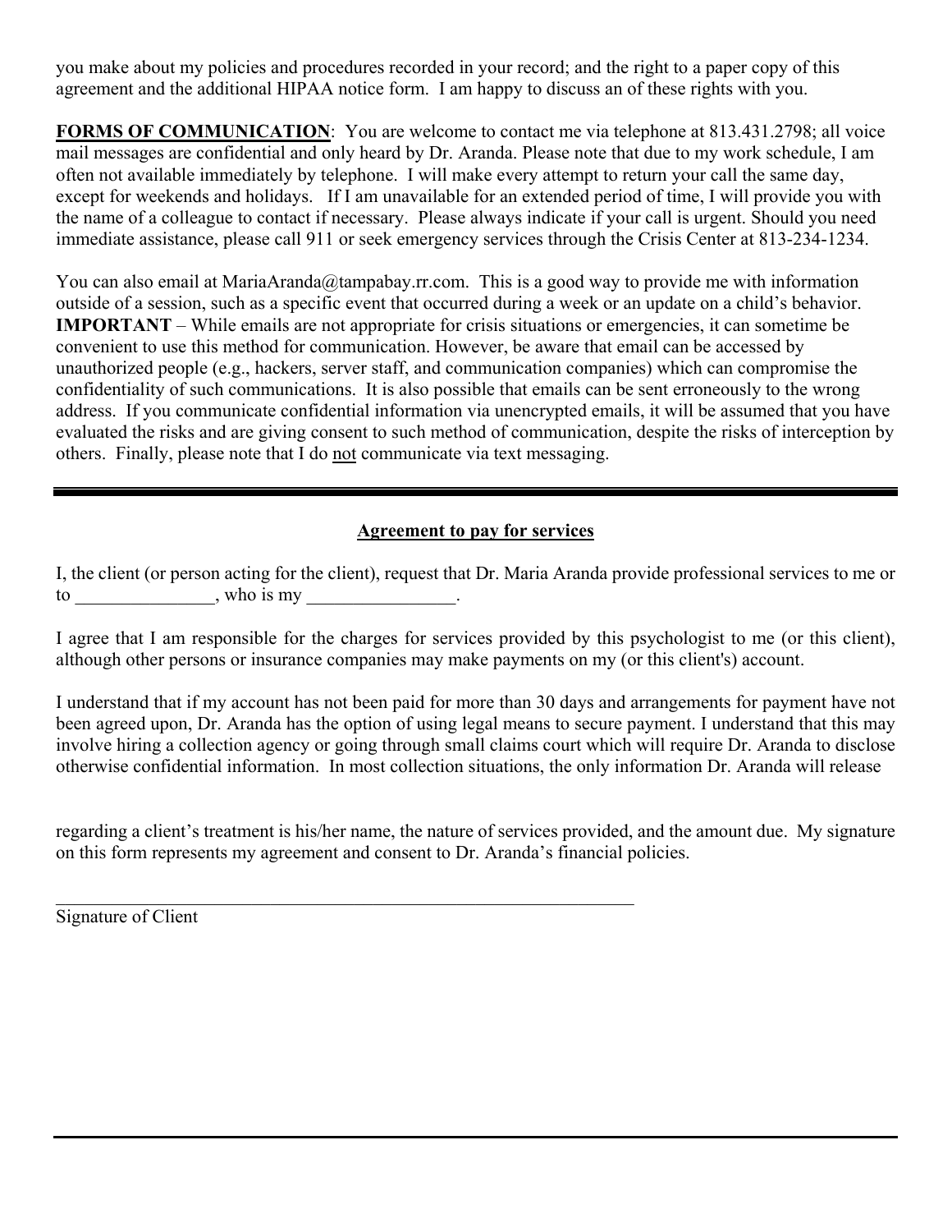you make about my policies and procedures recorded in your record; and the right to a paper copy of this agreement and the additional HIPAA notice form. I am happy to discuss an of these rights with you.

**FORMS OF COMMUNICATION**: You are welcome to contact me via telephone at 813.431.2798; all voice mail messages are confidential and only heard by Dr. Aranda. Please note that due to my work schedule, I am often not available immediately by telephone. I will make every attempt to return your call the same day, except for weekends and holidays. If I am unavailable for an extended period of time, I will provide you with the name of a colleague to contact if necessary. Please always indicate if your call is urgent. Should you need immediate assistance, please call 911 or seek emergency services through the Crisis Center at 813-234-1234.

You can also email at MariaAranda@tampabay.rr.com. This is a good way to provide me with information outside of a session, such as a specific event that occurred during a week or an update on a child's behavior. **IMPORTANT** – While emails are not appropriate for crisis situations or emergencies, it can sometime be convenient to use this method for communication. However, be aware that email can be accessed by unauthorized people (e.g., hackers, server staff, and communication companies) which can compromise the confidentiality of such communications. It is also possible that emails can be sent erroneously to the wrong address. If you communicate confidential information via unencrypted emails, it will be assumed that you have evaluated the risks and are giving consent to such method of communication, despite the risks of interception by others. Finally, please note that I do not communicate via text messaging.

---

## Agreement to pay for services

I, the client (or person acting for the client), request that Dr. Maria Aranda provide professional services to me or to _______________, who is my ________________.

I agree that I am responsible for the charges for services provided by this psychologist to me (or this client), although other persons or insurance companies may make payments on my (or this client's) account.

I understand that if my account has not been paid for more than 30 days and arrangements for payment have not been agreed upon, Dr. Aranda has the option of using legal means to secure payment. I understand that this may involve hiring a collection agency or going through small claims court which will require Dr. Aranda to disclose otherwise confidential information. In most collection situations, the only information Dr. Aranda will release regarding a client's treatment is his/her name, the nature of services provided, and the amount due. My signature on this form represents my agreement and consent to Dr. Aranda's financial policies.

_________________________________________________________________

Signature of Client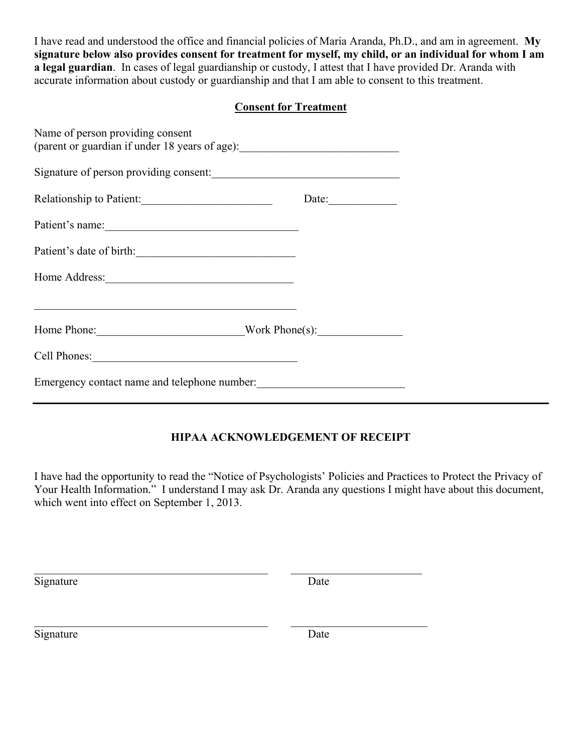I have read and understood the office and financial policies of Maria Aranda, Ph.D., and am in agreement. **My signature below also provides consent for treatment for myself, my child, or an individual for whom I am a legal guardian**. In cases of legal guardianship or custody, I attest that I have provided Dr. Aranda with accurate information about custody or guardianship and that I am able to consent to this treatment.

## Consent for Treatment

Name of person providing consent
(parent or guardian if under 18 years of age):____________________________

Signature of person providing consent:_________________________________

Relationship to Patient:_______________________ Date:____________

Patient's name:__________________________________

Patient's date of birth:____________________________

Home Address:_________________________________

_______________________________________________

Home Phone:__________________________Work Phone(s):_______________

Cell Phones:____________________________________

Emergency contact name and telephone number:__________________________

---

## HIPAA ACKNOWLEDGEMENT OF RECEIPT

I have had the opportunity to read the "Notice of Psychologists' Policies and Practices to Protect the Privacy of Your Health Information." I understand I may ask Dr. Aranda any questions I might have about this document, which went into effect on September 1, 2013.

__________________________________________ ________________________

Signature Date

__________________________________________ ________________________

Signature Date